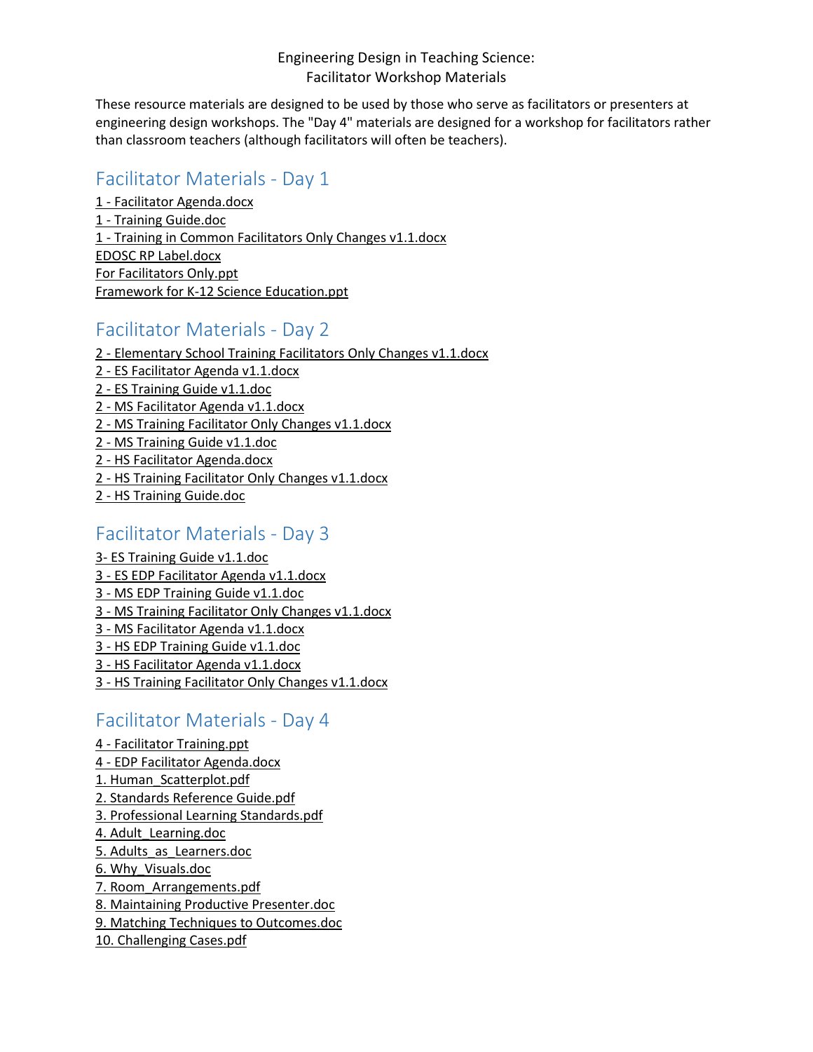# Engineering Design in Teaching Science:
# Facilitator Workshop Materials

These resource materials are designed to be used by those who serve as facilitators or presenters at engineering design workshops. The "Day 4" materials are designed for a workshop for facilitators rather than classroom teachers (although facilitators will often be teachers).

## Facilitator Materials - Day 1

1 - Facilitator Agenda.docx
1 - Training Guide.doc
1 - Training in Common Facilitators Only Changes v1.1.docx
EDOSC RP Label.docx
For Facilitators Only.ppt
Framework for K-12 Science Education.ppt

## Facilitator Materials - Day 2

2 - Elementary School Training Facilitators Only Changes v1.1.docx
2 - ES Facilitator Agenda v1.1.docx
2 - ES Training Guide v1.1.doc
2 - MS Facilitator Agenda v1.1.docx
2 - MS Training Facilitator Only Changes v1.1.docx
2 - MS Training Guide v1.1.doc
2 - HS Facilitator Agenda.docx
2 - HS Training Facilitator Only Changes v1.1.docx
2 - HS Training Guide.doc

## Facilitator Materials - Day 3

3- ES Training Guide v1.1.doc
3 - ES EDP Facilitator Agenda v1.1.docx
3 - MS EDP Training Guide v1.1.doc
3 - MS Training Facilitator Only Changes v1.1.docx
3 - MS Facilitator Agenda v1.1.docx
3 - HS EDP Training Guide v1.1.doc
3 - HS Facilitator Agenda v1.1.docx
3 - HS Training Facilitator Only Changes v1.1.docx

## Facilitator Materials - Day 4

4 - Facilitator Training.ppt
4 - EDP Facilitator Agenda.docx
1. Human_Scatterplot.pdf
2. Standards Reference Guide.pdf
3. Professional Learning Standards.pdf
4. Adult_Learning.doc
5. Adults_as_Learners.doc
6. Why_Visuals.doc
7. Room_Arrangements.pdf
8. Maintaining Productive Presenter.doc
9. Matching Techniques to Outcomes.doc
10. Challenging Cases.pdf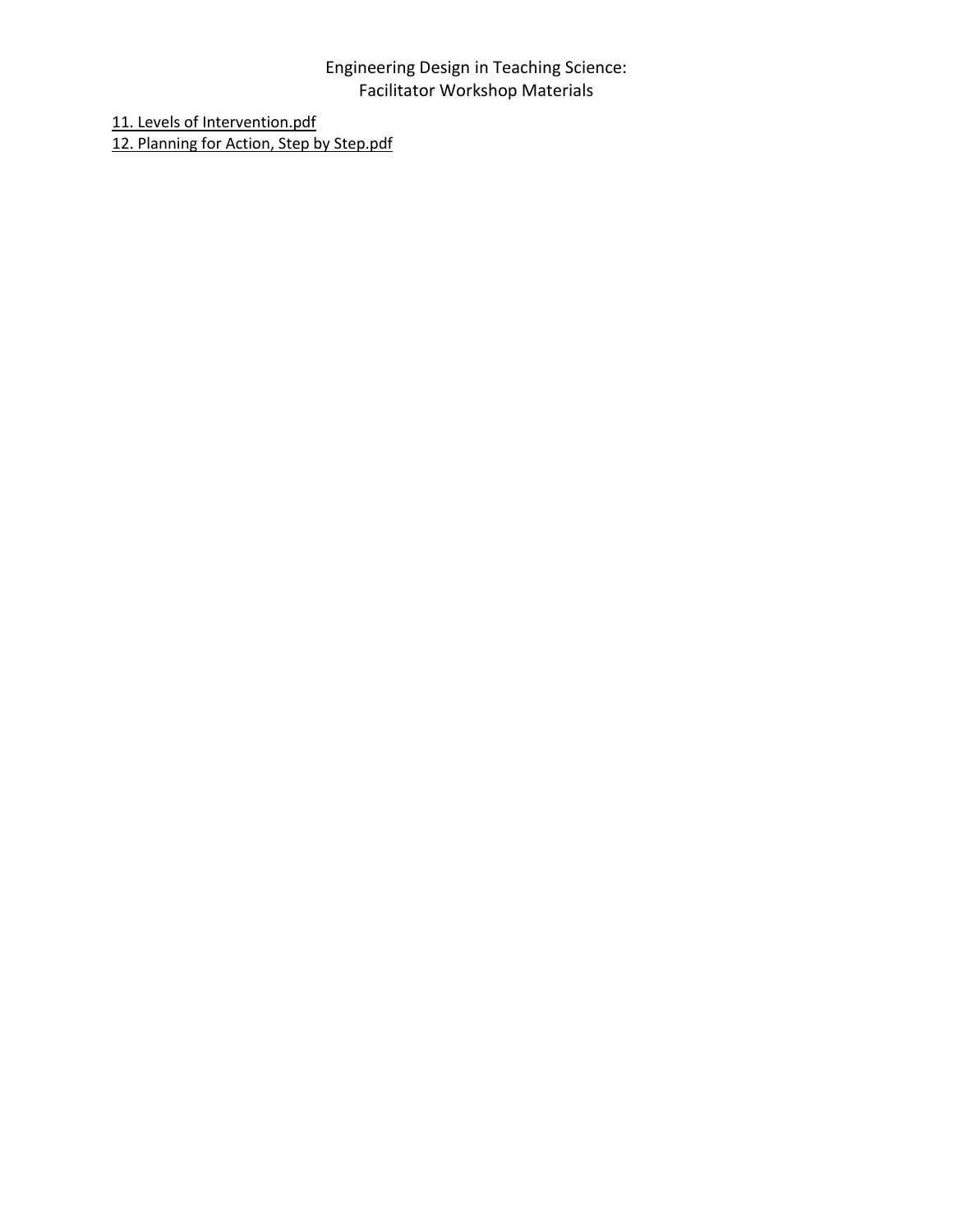11. Levels of Intervention.pdf

12. Planning for Action, Step by Step.pdf